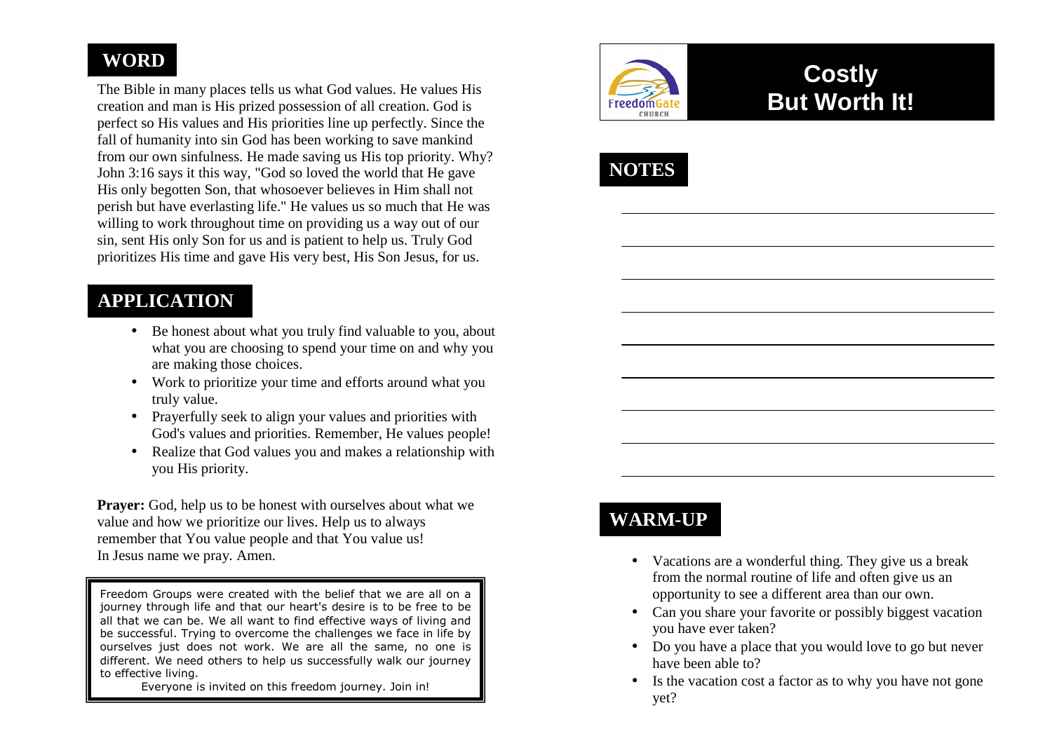# Costly But Worth It!

## NOTES

## WARM-UP

- Vacations are a wonderful thing. They give us a break from the normal routine of life and often give us an opportunity to see a different area than our own.
- Can you share your favorite or possibly biggest vacation you have ever taken?
- Do you have a place that you would love to go but never have been able to?
- Is the vacation cost a factor as to why you have not gone yet?

## WORD

The Bible in many places tells us what God values. He values His creation and man is His prized possession of all creation. God is perfect so His values and His priorities line up perfectly. Since the fall of humanity into sin God has been working to save mankind from our own sinfulness. He made saving us His top priority. Why? John 3:16 says it this way, "God so loved the world that He gave His only begotten Son, that whosoever believes in Him shall not perish but have everlasting life." He values us so much that He was willing to work throughout time on providing us a way out of our sin, sent His only Son for us and is patient to help us. Truly God prioritizes His time and gave His very best, His Son Jesus, for us.

## APPLICATION

- Be honest about what you truly find valuable to you, about what you are choosing to spend your time on and why you are making those choices.
- Work to prioritize your time and efforts around what you truly value.
- Prayerfully seek to align your values and priorities with God's values and priorities. Remember, He values people!
- Realize that God values you and makes a relationship with you His priority.

**Prayer:** God, help us to be honest with ourselves about what we value and how we prioritize our lives. Help us to always remember that You value people and that You value us! In Jesus name we pray. Amen.

Freedom Groups were created with the belief that we are all on a journey through life and that our heart's desire is to be free to be all that we can be. We all want to find effective ways of living and be successful. Trying to overcome the challenges we face in life by ourselves just does not work. We are all the same, no one is different. We need others to help us successfully walk our journey to effective living.

Everyone is invited on this freedom journey. Join in!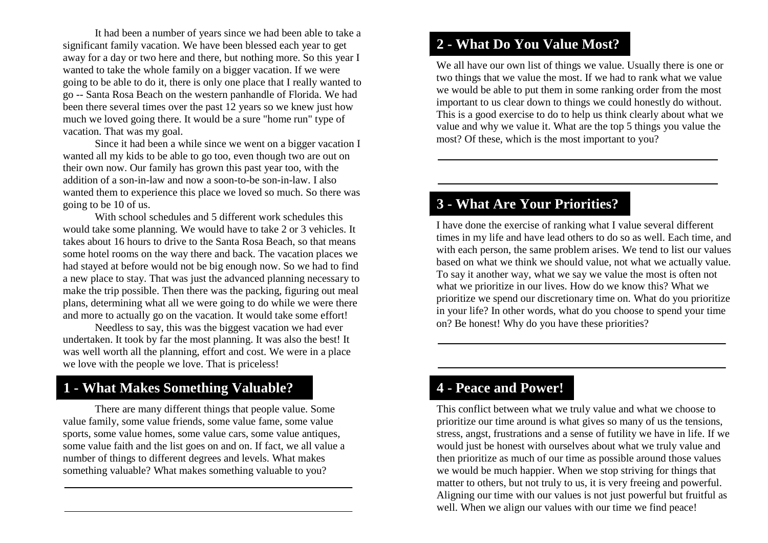It had been a number of years since we had been able to take a significant family vacation. We have been blessed each year to get away for a day or two here and there, but nothing more. So this year I wanted to take the whole family on a bigger vacation. If we were going to be able to do it, there is only one place that I really wanted to go -- Santa Rosa Beach on the western panhandle of Florida. We had been there several times over the past 12 years so we knew just how much we loved going there. It would be a sure "home run" type of vacation. That was my goal.

Since it had been a while since we went on a bigger vacation I wanted all my kids to be able to go too, even though two are out on their own now. Our family has grown this past year too, with the addition of a son-in-law and now a soon-to-be son-in-law. I also wanted them to experience this place we loved so much. So there was going to be 10 of us.

With school schedules and 5 different work schedules this would take some planning. We would have to take 2 or 3 vehicles. It takes about 16 hours to drive to the Santa Rosa Beach, so that means some hotel rooms on the way there and back. The vacation places we had stayed at before would not be big enough now. So we had to find a new place to stay. That was just the advanced planning necessary to make the trip possible. Then there was the packing, figuring out meal plans, determining what all we were going to do while we were there and more to actually go on the vacation. It would take some effort!

Needless to say, this was the biggest vacation we had ever undertaken. It took by far the most planning. It was also the best! It was well worth all the planning, effort and cost. We were in a place we love with the people we love. That is priceless!

## 1 - What Makes Something Valuable?

There are many different things that people value. Some value family, some value friends, some value fame, some value sports, some value homes, some value cars, some value antiques, some value faith and the list goes on and on. If fact, we all value a number of things to different degrees and levels. What makes something valuable? What makes something valuable to you?

\_\_\_\_\_\_\_\_\_\_\_\_\_\_\_\_\_\_\_\_\_\_\_\_\_\_\_\_\_\_\_\_\_\_\_\_\_\_\_\_\_\_\_\_\_\_\_\_

\_\_\_\_\_\_\_\_\_\_\_\_\_\_\_\_\_\_\_\_\_\_\_\_\_\_\_\_\_\_\_\_\_\_\_\_\_\_\_\_\_\_\_\_\_\_\_\_

## 2 - What Do You Value Most?

We all have our own list of things we value. Usually there is one or two things that we value the most. If we had to rank what we value we would be able to put them in some ranking order from the most important to us clear down to things we could honestly do without. This is a good exercise to do to help us think clearly about what we value and why we value it. What are the top 5 things you value the most? Of these, which is the most important to you?

\_\_\_\_\_\_\_\_\_\_\_\_\_\_\_\_\_\_\_\_\_\_\_\_\_\_\_\_\_\_\_\_\_\_\_\_\_\_\_\_\_\_\_\_\_\_\_\_

\_\_\_\_\_\_\_\_\_\_\_\_\_\_\_\_\_\_\_\_\_\_\_\_\_\_\_\_\_\_\_\_\_\_\_\_\_\_\_\_\_\_\_\_\_\_\_\_

## 3 - What Are Your Priorities?

I have done the exercise of ranking what I value several different times in my life and have lead others to do so as well. Each time, and with each person, the same problem arises. We tend to list our values based on what we think we should value, not what we actually value. To say it another way, what we say we value the most is often not what we prioritize in our lives. How do we know this? What we prioritize we spend our discretionary time on. What do you prioritize in your life? In other words, what do you choose to spend your time on? Be honest! Why do you have these priorities?

\_\_\_\_\_\_\_\_\_\_\_\_\_\_\_\_\_\_\_\_\_\_\_\_\_\_\_\_\_\_\_\_\_\_\_\_\_\_\_\_\_\_\_\_\_\_\_\_

\_\_\_\_\_\_\_\_\_\_\_\_\_\_\_\_\_\_\_\_\_\_\_\_\_\_\_\_\_\_\_\_\_\_\_\_\_\_\_\_\_\_\_\_\_\_\_\_

## 4 - Peace and Power!

This conflict between what we truly value and what we choose to prioritize our time around is what gives so many of us the tensions, stress, angst, frustrations and a sense of futility we have in life. If we would just be honest with ourselves about what we truly value and then prioritize as much of our time as possible around those values we would be much happier. When we stop striving for things that matter to others, but not truly to us, it is very freeing and powerful. Aligning our time with our values is not just powerful but fruitful as well. When we align our values with our time we find peace!